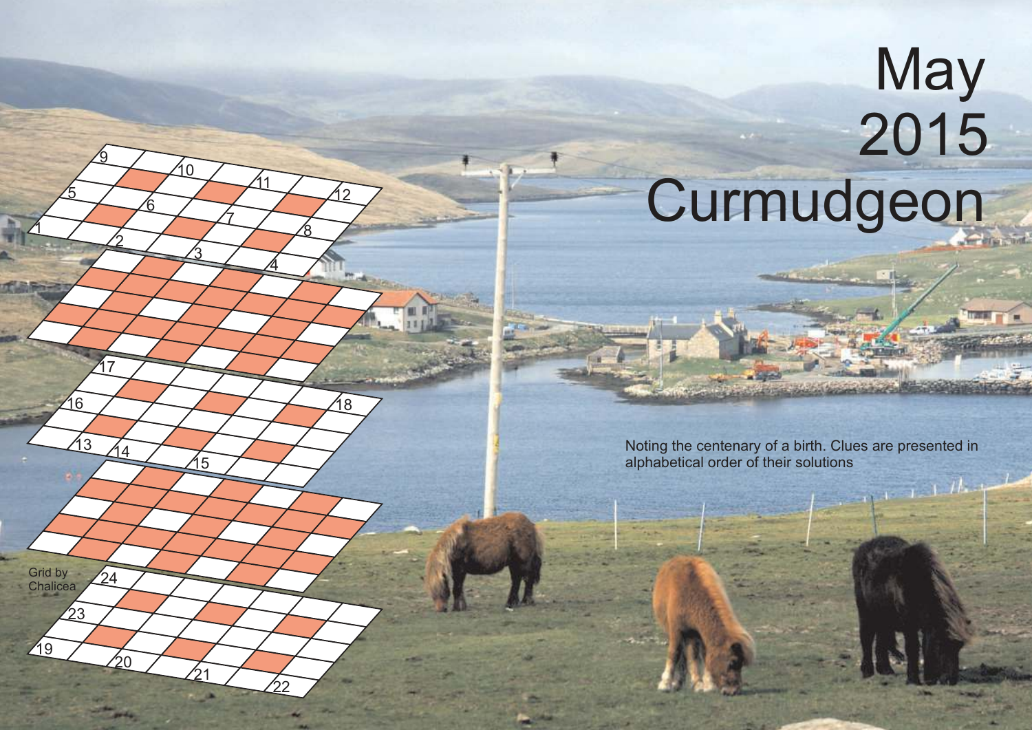# May 2015 Curmudgeon

Noting the centenary of a birth. Clues are presented in alphabetical order of their solutions

Grid by Chalicea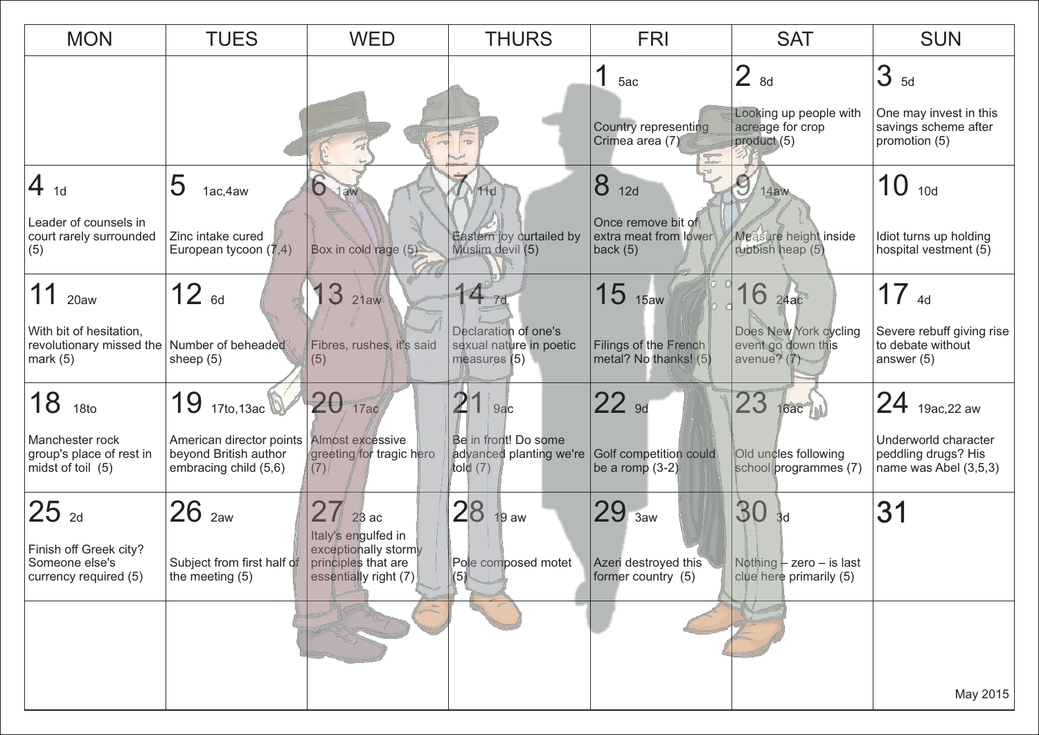| MON | TUES | WED | THURS | FRI | SAT | SUN |
| --- | --- | --- | --- | --- | --- | --- |
| | | | | 1 5ac<br>Country representing Crimea area (7) | 2 8d<br>Looking up people with acreage for crop product (5) | 3 5d<br>One may invest in this savings scheme after promotion (5) |
| 4 1d<br>Leader of counsels in court rarely surrounded (5) | 5 1ac,4aw<br>Zinc intake cured European tycoon (7,4) | 6 1aw<br>Box in cold rage (5) | 7 11d<br>Eastern joy curtailed by Muslim devil (5) | 8 12d<br>Once remove bit of extra meat from lower back (5) | 9 14aw<br>Measure height inside rubbish heap (5) | 10 10d<br>Idiot turns up holding hospital vestment (5) |
| 11 20aw<br>With bit of hesitation, revolutionary missed the mark (5) | 12 6d<br>Number of beheaded sheep (5) | 13 21aw<br>Fibres, rushes, it's said (5) | 14 7d<br>Declaration of one's sexual nature in poetic measures (5) | 15 15aw<br>Filings of the French metal? No thanks! (5) | 16 24ac<br>Does New York cycling event go down this avenue? (7) | 17 4d<br>Severe rebuff giving rise to debate without answer (5) |
| 18 18to<br>Manchester rock group's place of rest in midst of toil (5) | 19 17to,13ac<br>American director points beyond British author embracing child (5,6) | 20 17ac<br>Almost excessive greeting for tragic hero (7) | 21 9ac<br>Be in front! Do some advanced planting we're told (7) | 22 9d<br>Golf competition could be a romp (3-2) | 23 16ac<br>Old uncles following school programmes (7) | 24 19ac,22 aw<br>Underworld character peddling drugs? His name was Abel (3,5,3) |
| 25 2d<br>Finish off Greek city? Someone else's currency required (5) | 26 2aw<br>Subject from first half of the meeting (5) | 27 23 ac<br>Italy's engulfed in exceptionally stormy principles that are essentially right (7) | 28 19 aw<br>Pole composed motet (5) | 29 3aw<br>Azeri destroyed this former country (5) | 30 3d<br>Nothing – zero – is last clue here primarily (5) | 31 |
| | | | | | | May 2015 |